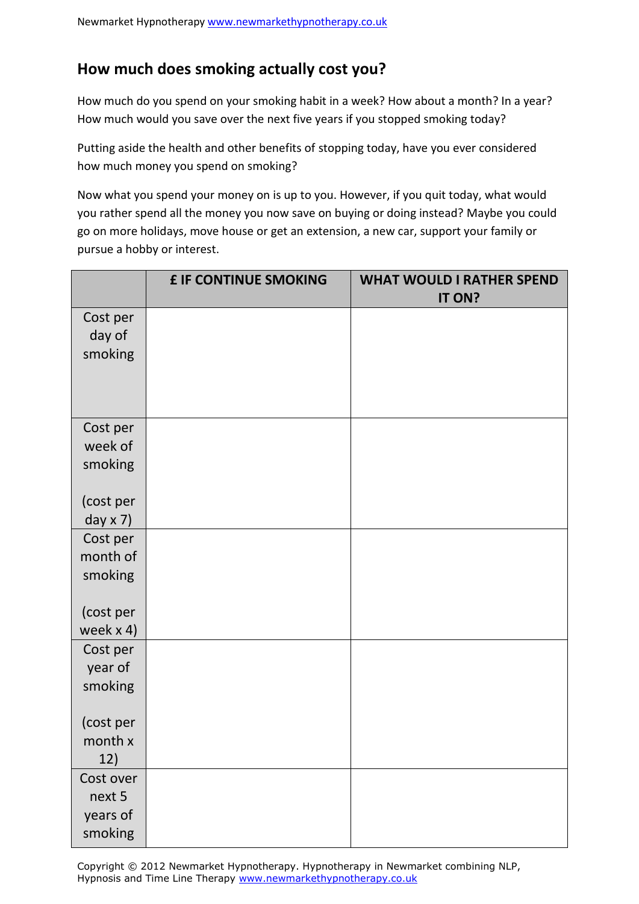## How much does smoking actually cost you?

How much do you spend on your smoking habit in a week? How about a month? In a year? How much would you save over the next five years if you stopped smoking today?

Putting aside the health and other benefits of stopping today, have you ever considered how much money you spend on smoking?

Now what you spend your money on is up to you. However, if you quit today, what would you rather spend all the money you now save on buying or doing instead? Maybe you could go on more holidays, move house or get an extension, a new car, support your family or pursue a hobby or interest.

| | £ IF CONTINUE SMOKING | WHAT WOULD I RATHER SPEND IT ON? |
|---|---|---|
| Cost per day of smoking | | |
| Cost per week of smoking (cost per day x 7) | | |
| Cost per month of smoking (cost per week x 4) | | |
| Cost per year of smoking (cost per month x 12) | | |
| Cost over next 5 years of smoking | | |

Copyright © 2012 Newmarket Hypnotherapy. Hypnotherapy in Newmarket combining NLP, Hypnosis and Time Line Therapy www.newmarkethypnotherapy.co.uk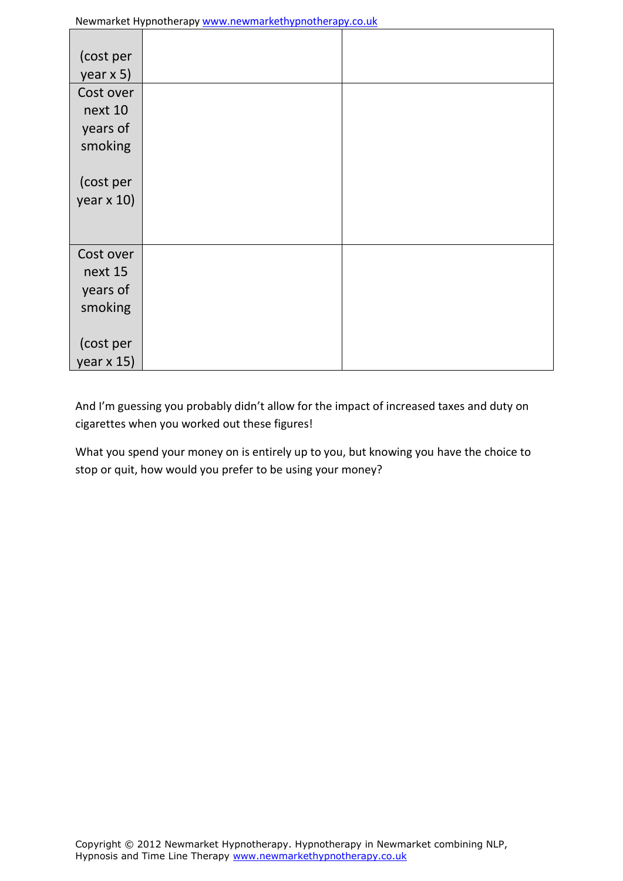| | | |
|---|---|---|
| (cost per year x 5) | | |
| Cost over next 10 years of smoking (cost per year x 10) | | |
| Cost over next 15 years of smoking (cost per year x 15) | | |

And I'm guessing you probably didn't allow for the impact of increased taxes and duty on cigarettes when you worked out these figures!

What you spend your money on is entirely up to you, but knowing you have the choice to stop or quit, how would you prefer to be using your money?

Copyright © 2012 Newmarket Hypnotherapy. Hypnotherapy in Newmarket combining NLP, Hypnosis and Time Line Therapy www.newmarkethypnotherapy.co.uk